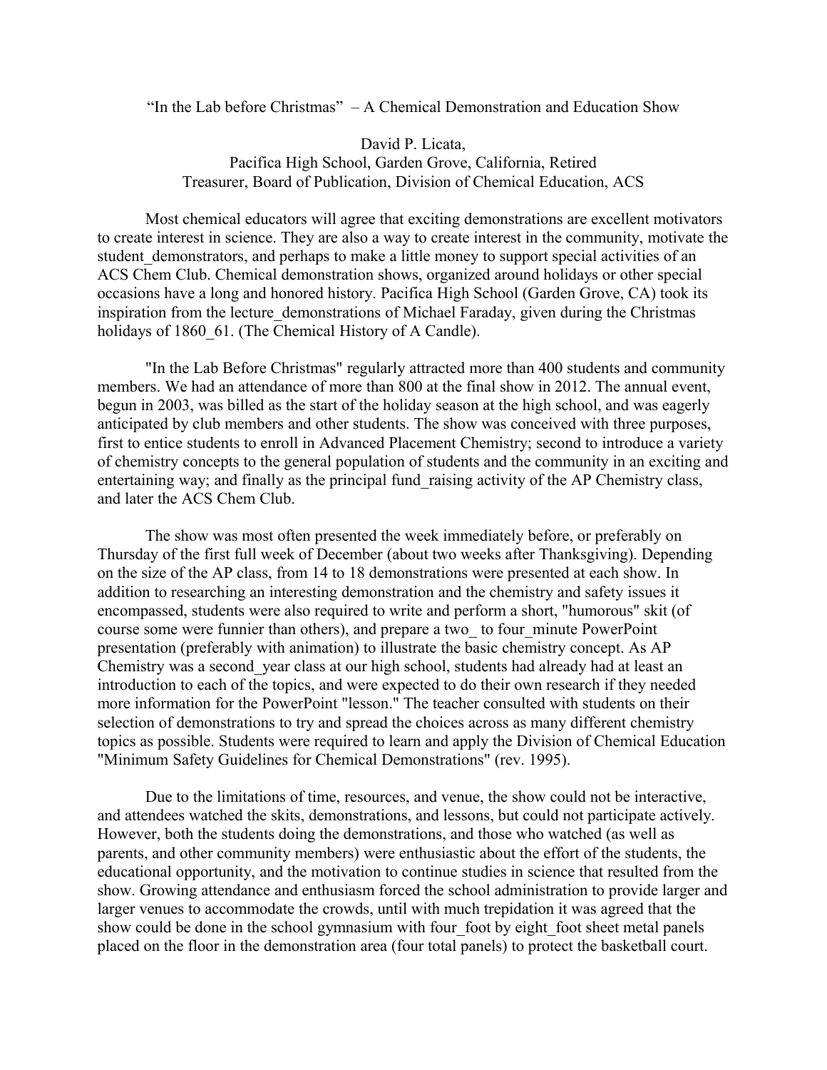"In the Lab before Christmas" – A Chemical Demonstration and Education Show

David P. Licata,
Pacifica High School, Garden Grove, California, Retired
Treasurer, Board of Publication, Division of Chemical Education, ACS

Most chemical educators will agree that exciting demonstrations are excellent motivators to create interest in science. They are also a way to create interest in the community, motivate the student_demonstrators, and perhaps to make a little money to support special activities of an ACS Chem Club. Chemical demonstration shows, organized around holidays or other special occasions have a long and honored history. Pacifica High School (Garden Grove, CA) took its inspiration from the lecture_demonstrations of Michael Faraday, given during the Christmas holidays of 1860_61. (The Chemical History of A Candle).

"In the Lab Before Christmas" regularly attracted more than 400 students and community members. We had an attendance of more than 800 at the final show in 2012. The annual event, begun in 2003, was billed as the start of the holiday season at the high school, and was eagerly anticipated by club members and other students. The show was conceived with three purposes, first to entice students to enroll in Advanced Placement Chemistry; second to introduce a variety of chemistry concepts to the general population of students and the community in an exciting and entertaining way; and finally as the principal fund_raising activity of the AP Chemistry class, and later the ACS Chem Club.

The show was most often presented the week immediately before, or preferably on Thursday of the first full week of December (about two weeks after Thanksgiving). Depending on the size of the AP class, from 14 to 18 demonstrations were presented at each show. In addition to researching an interesting demonstration and the chemistry and safety issues it encompassed, students were also required to write and perform a short, "humorous" skit (of course some were funnier than others), and prepare a two_ to four_minute PowerPoint presentation (preferably with animation) to illustrate the basic chemistry concept. As AP Chemistry was a second_year class at our high school, students had already had at least an introduction to each of the topics, and were expected to do their own research if they needed more information for the PowerPoint "lesson." The teacher consulted with students on their selection of demonstrations to try and spread the choices across as many different chemistry topics as possible. Students were required to learn and apply the Division of Chemical Education "Minimum Safety Guidelines for Chemical Demonstrations" (rev. 1995).

Due to the limitations of time, resources, and venue, the show could not be interactive, and attendees watched the skits, demonstrations, and lessons, but could not participate actively. However, both the students doing the demonstrations, and those who watched (as well as parents, and other community members) were enthusiastic about the effort of the students, the educational opportunity, and the motivation to continue studies in science that resulted from the show. Growing attendance and enthusiasm forced the school administration to provide larger and larger venues to accommodate the crowds, until with much trepidation it was agreed that the show could be done in the school gymnasium with four_foot by eight_foot sheet metal panels placed on the floor in the demonstration area (four total panels) to protect the basketball court.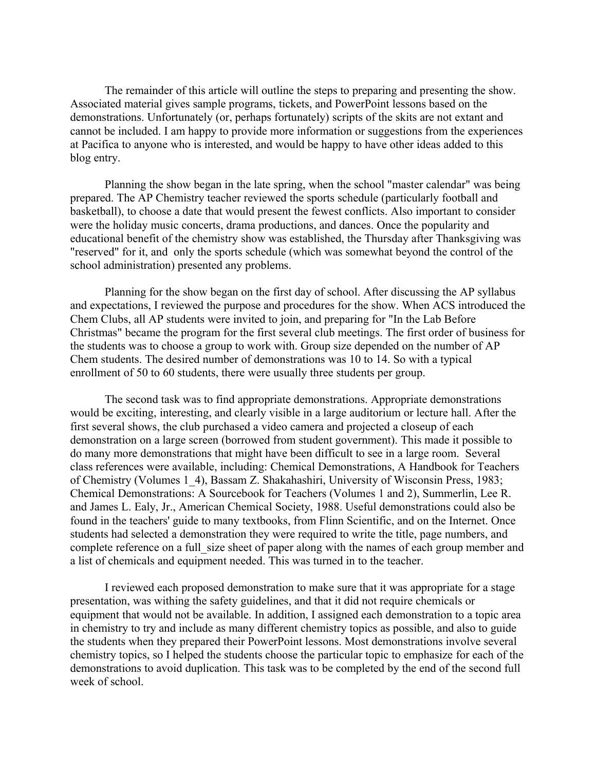The remainder of this article will outline the steps to preparing and presenting the show. Associated material gives sample programs, tickets, and PowerPoint lessons based on the demonstrations. Unfortunately (or, perhaps fortunately) scripts of the skits are not extant and cannot be included. I am happy to provide more information or suggestions from the experiences at Pacifica to anyone who is interested, and would be happy to have other ideas added to this blog entry.

Planning the show began in the late spring, when the school "master calendar" was being prepared. The AP Chemistry teacher reviewed the sports schedule (particularly football and basketball), to choose a date that would present the fewest conflicts. Also important to consider were the holiday music concerts, drama productions, and dances. Once the popularity and educational benefit of the chemistry show was established, the Thursday after Thanksgiving was "reserved" for it, and only the sports schedule (which was somewhat beyond the control of the school administration) presented any problems.

Planning for the show began on the first day of school. After discussing the AP syllabus and expectations, I reviewed the purpose and procedures for the show. When ACS introduced the Chem Clubs, all AP students were invited to join, and preparing for "In the Lab Before Christmas" became the program for the first several club meetings. The first order of business for the students was to choose a group to work with. Group size depended on the number of AP Chem students. The desired number of demonstrations was 10 to 14. So with a typical enrollment of 50 to 60 students, there were usually three students per group.

The second task was to find appropriate demonstrations. Appropriate demonstrations would be exciting, interesting, and clearly visible in a large auditorium or lecture hall. After the first several shows, the club purchased a video camera and projected a closeup of each demonstration on a large screen (borrowed from student government). This made it possible to do many more demonstrations that might have been difficult to see in a large room. Several class references were available, including: Chemical Demonstrations, A Handbook for Teachers of Chemistry (Volumes 1_4), Bassam Z. Shakahashiri, University of Wisconsin Press, 1983; Chemical Demonstrations: A Sourcebook for Teachers (Volumes 1 and 2), Summerlin, Lee R. and James L. Ealy, Jr., American Chemical Society, 1988. Useful demonstrations could also be found in the teachers' guide to many textbooks, from Flinn Scientific, and on the Internet. Once students had selected a demonstration they were required to write the title, page numbers, and complete reference on a full_size sheet of paper along with the names of each group member and a list of chemicals and equipment needed. This was turned in to the teacher.

I reviewed each proposed demonstration to make sure that it was appropriate for a stage presentation, was withing the safety guidelines, and that it did not require chemicals or equipment that would not be available. In addition, I assigned each demonstration to a topic area in chemistry to try and include as many different chemistry topics as possible, and also to guide the students when they prepared their PowerPoint lessons. Most demonstrations involve several chemistry topics, so I helped the students choose the particular topic to emphasize for each of the demonstrations to avoid duplication. This task was to be completed by the end of the second full week of school.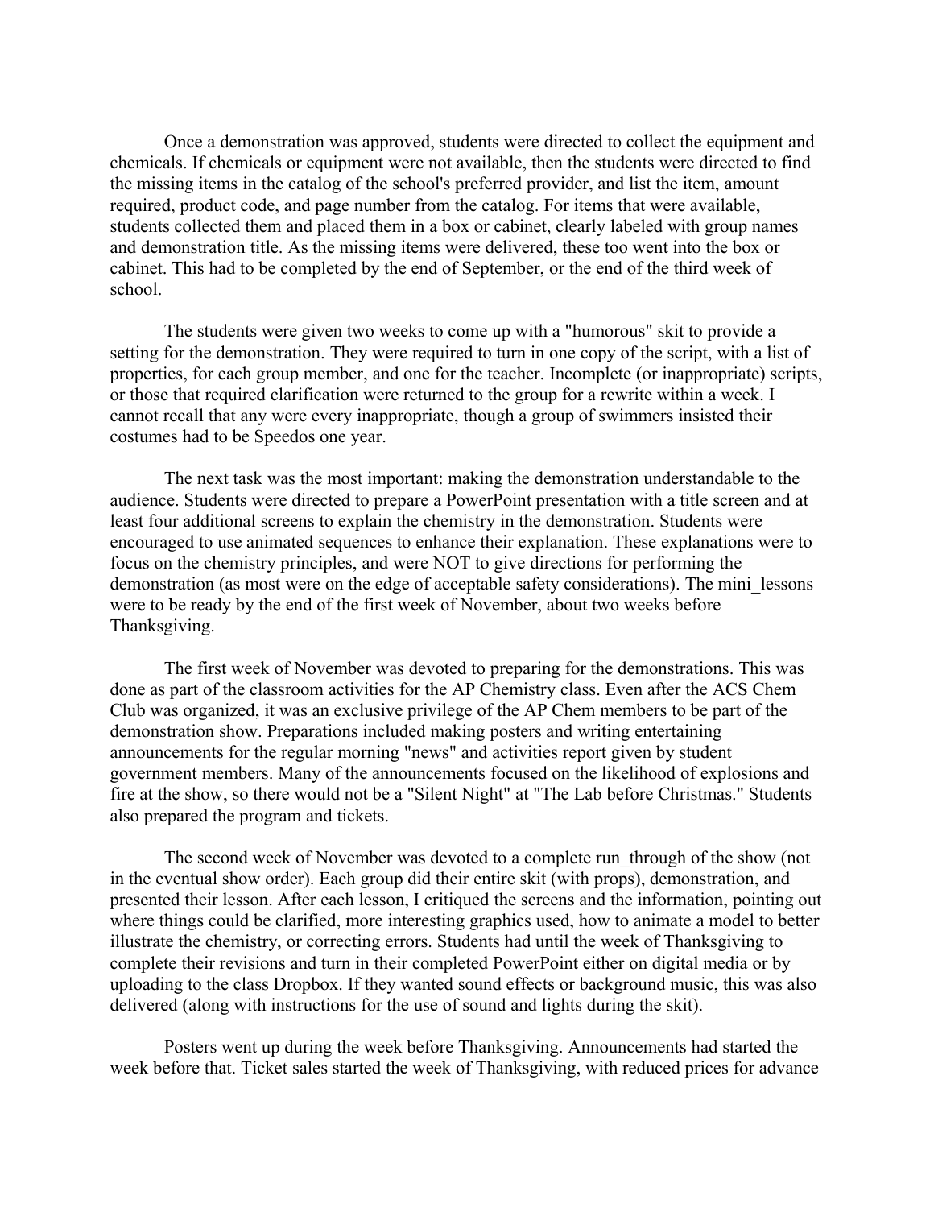Once a demonstration was approved, students were directed to collect the equipment and chemicals. If chemicals or equipment were not available, then the students were directed to find the missing items in the catalog of the school's preferred provider, and list the item, amount required, product code, and page number from the catalog. For items that were available, students collected them and placed them in a box or cabinet, clearly labeled with group names and demonstration title. As the missing items were delivered, these too went into the box or cabinet. This had to be completed by the end of September, or the end of the third week of school.

The students were given two weeks to come up with a "humorous" skit to provide a setting for the demonstration. They were required to turn in one copy of the script, with a list of properties, for each group member, and one for the teacher. Incomplete (or inappropriate) scripts, or those that required clarification were returned to the group for a rewrite within a week. I cannot recall that any were every inappropriate, though a group of swimmers insisted their costumes had to be Speedos one year.

The next task was the most important: making the demonstration understandable to the audience. Students were directed to prepare a PowerPoint presentation with a title screen and at least four additional screens to explain the chemistry in the demonstration. Students were encouraged to use animated sequences to enhance their explanation. These explanations were to focus on the chemistry principles, and were NOT to give directions for performing the demonstration (as most were on the edge of acceptable safety considerations). The mini_lessons were to be ready by the end of the first week of November, about two weeks before Thanksgiving.

The first week of November was devoted to preparing for the demonstrations. This was done as part of the classroom activities for the AP Chemistry class. Even after the ACS Chem Club was organized, it was an exclusive privilege of the AP Chem members to be part of the demonstration show. Preparations included making posters and writing entertaining announcements for the regular morning "news" and activities report given by student government members. Many of the announcements focused on the likelihood of explosions and fire at the show, so there would not be a "Silent Night" at "The Lab before Christmas." Students also prepared the program and tickets.

The second week of November was devoted to a complete run_through of the show (not in the eventual show order). Each group did their entire skit (with props), demonstration, and presented their lesson. After each lesson, I critiqued the screens and the information, pointing out where things could be clarified, more interesting graphics used, how to animate a model to better illustrate the chemistry, or correcting errors. Students had until the week of Thanksgiving to complete their revisions and turn in their completed PowerPoint either on digital media or by uploading to the class Dropbox. If they wanted sound effects or background music, this was also delivered (along with instructions for the use of sound and lights during the skit).

Posters went up during the week before Thanksgiving. Announcements had started the week before that. Ticket sales started the week of Thanksgiving, with reduced prices for advance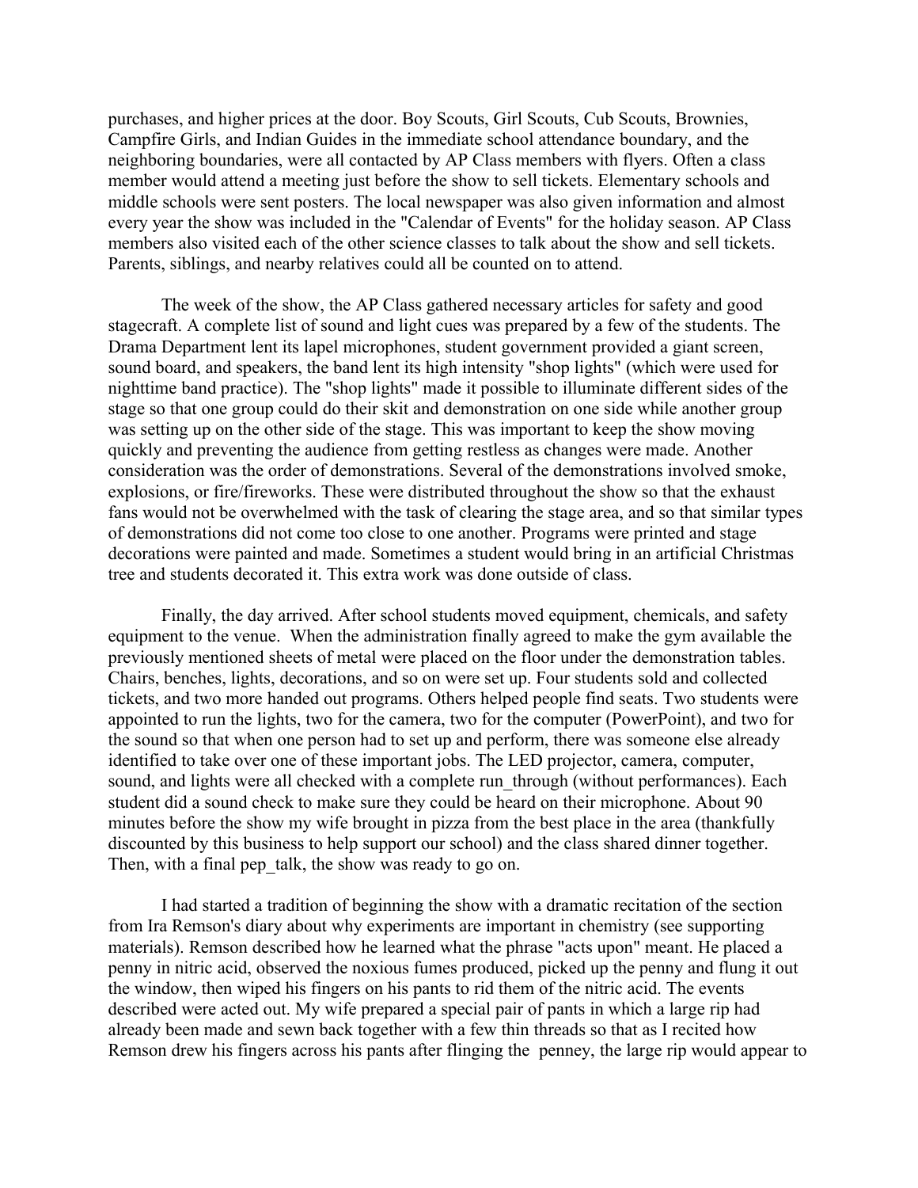purchases, and higher prices at the door. Boy Scouts, Girl Scouts, Cub Scouts, Brownies, Campfire Girls, and Indian Guides in the immediate school attendance boundary, and the neighboring boundaries, were all contacted by AP Class members with flyers. Often a class member would attend a meeting just before the show to sell tickets. Elementary schools and middle schools were sent posters. The local newspaper was also given information and almost every year the show was included in the "Calendar of Events" for the holiday season. AP Class members also visited each of the other science classes to talk about the show and sell tickets. Parents, siblings, and nearby relatives could all be counted on to attend.

The week of the show, the AP Class gathered necessary articles for safety and good stagecraft. A complete list of sound and light cues was prepared by a few of the students. The Drama Department lent its lapel microphones, student government provided a giant screen, sound board, and speakers, the band lent its high intensity "shop lights" (which were used for nighttime band practice). The "shop lights" made it possible to illuminate different sides of the stage so that one group could do their skit and demonstration on one side while another group was setting up on the other side of the stage. This was important to keep the show moving quickly and preventing the audience from getting restless as changes were made. Another consideration was the order of demonstrations. Several of the demonstrations involved smoke, explosions, or fire/fireworks. These were distributed throughout the show so that the exhaust fans would not be overwhelmed with the task of clearing the stage area, and so that similar types of demonstrations did not come too close to one another. Programs were printed and stage decorations were painted and made. Sometimes a student would bring in an artificial Christmas tree and students decorated it. This extra work was done outside of class.

Finally, the day arrived. After school students moved equipment, chemicals, and safety equipment to the venue. When the administration finally agreed to make the gym available the previously mentioned sheets of metal were placed on the floor under the demonstration tables. Chairs, benches, lights, decorations, and so on were set up. Four students sold and collected tickets, and two more handed out programs. Others helped people find seats. Two students were appointed to run the lights, two for the camera, two for the computer (PowerPoint), and two for the sound so that when one person had to set up and perform, there was someone else already identified to take over one of these important jobs. The LED projector, camera, computer, sound, and lights were all checked with a complete run_through (without performances). Each student did a sound check to make sure they could be heard on their microphone. About 90 minutes before the show my wife brought in pizza from the best place in the area (thankfully discounted by this business to help support our school) and the class shared dinner together. Then, with a final pep_talk, the show was ready to go on.

I had started a tradition of beginning the show with a dramatic recitation of the section from Ira Remson's diary about why experiments are important in chemistry (see supporting materials). Remson described how he learned what the phrase "acts upon" meant. He placed a penny in nitric acid, observed the noxious fumes produced, picked up the penny and flung it out the window, then wiped his fingers on his pants to rid them of the nitric acid. The events described were acted out. My wife prepared a special pair of pants in which a large rip had already been made and sewn back together with a few thin threads so that as I recited how Remson drew his fingers across his pants after flinging the penney, the large rip would appear to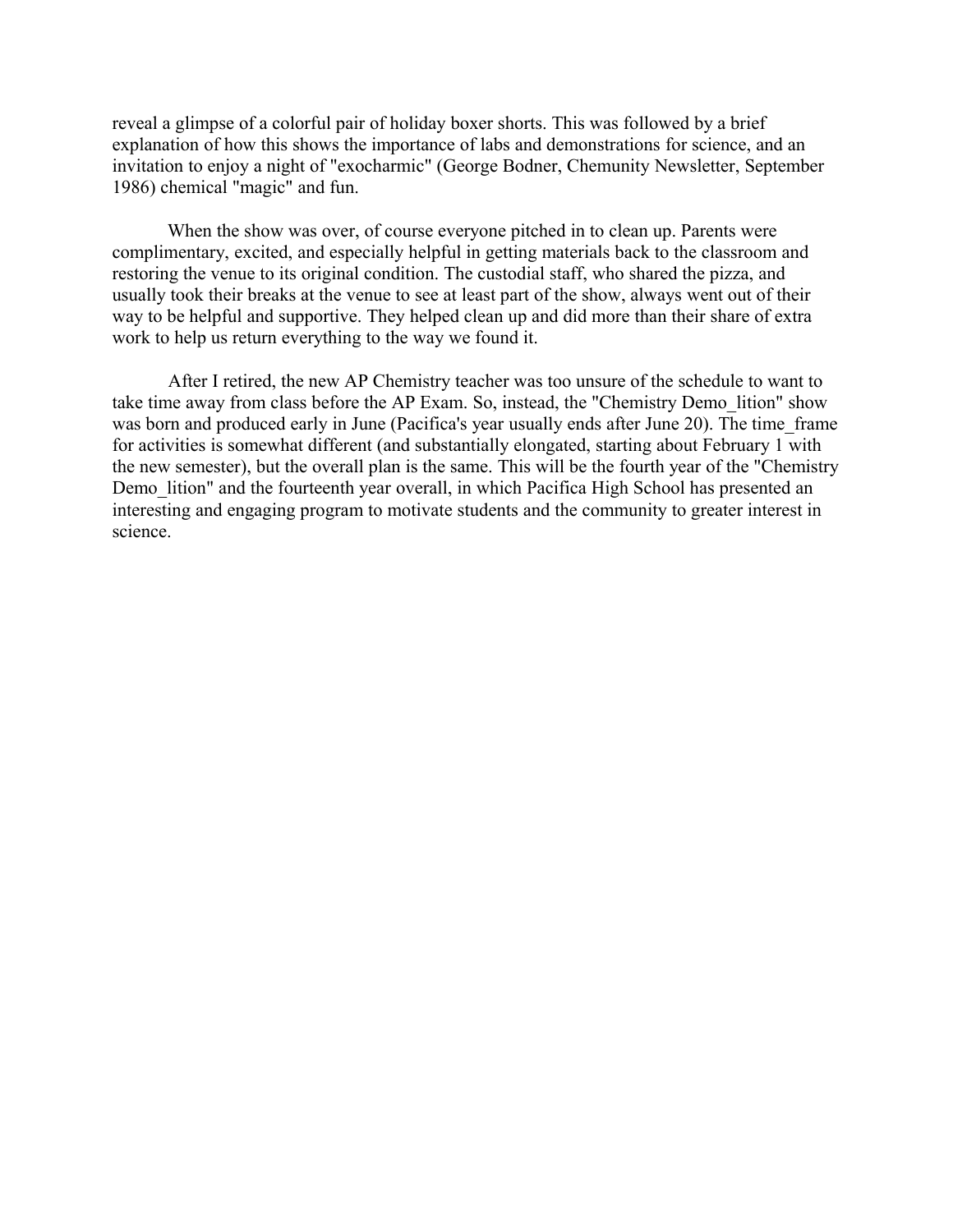reveal a glimpse of a colorful pair of holiday boxer shorts. This was followed by a brief explanation of how this shows the importance of labs and demonstrations for science, and an invitation to enjoy a night of "exocharmic" (George Bodner, Chemunity Newsletter, September 1986) chemical "magic" and fun.

When the show was over, of course everyone pitched in to clean up. Parents were complimentary, excited, and especially helpful in getting materials back to the classroom and restoring the venue to its original condition. The custodial staff, who shared the pizza, and usually took their breaks at the venue to see at least part of the show, always went out of their way to be helpful and supportive. They helped clean up and did more than their share of extra work to help us return everything to the way we found it.

After I retired, the new AP Chemistry teacher was too unsure of the schedule to want to take time away from class before the AP Exam. So, instead, the "Chemistry Demo_lition" show was born and produced early in June (Pacifica's year usually ends after June 20). The time_frame for activities is somewhat different (and substantially elongated, starting about February 1 with the new semester), but the overall plan is the same. This will be the fourth year of the "Chemistry Demo_lition" and the fourteenth year overall, in which Pacifica High School has presented an interesting and engaging program to motivate students and the community to greater interest in science.